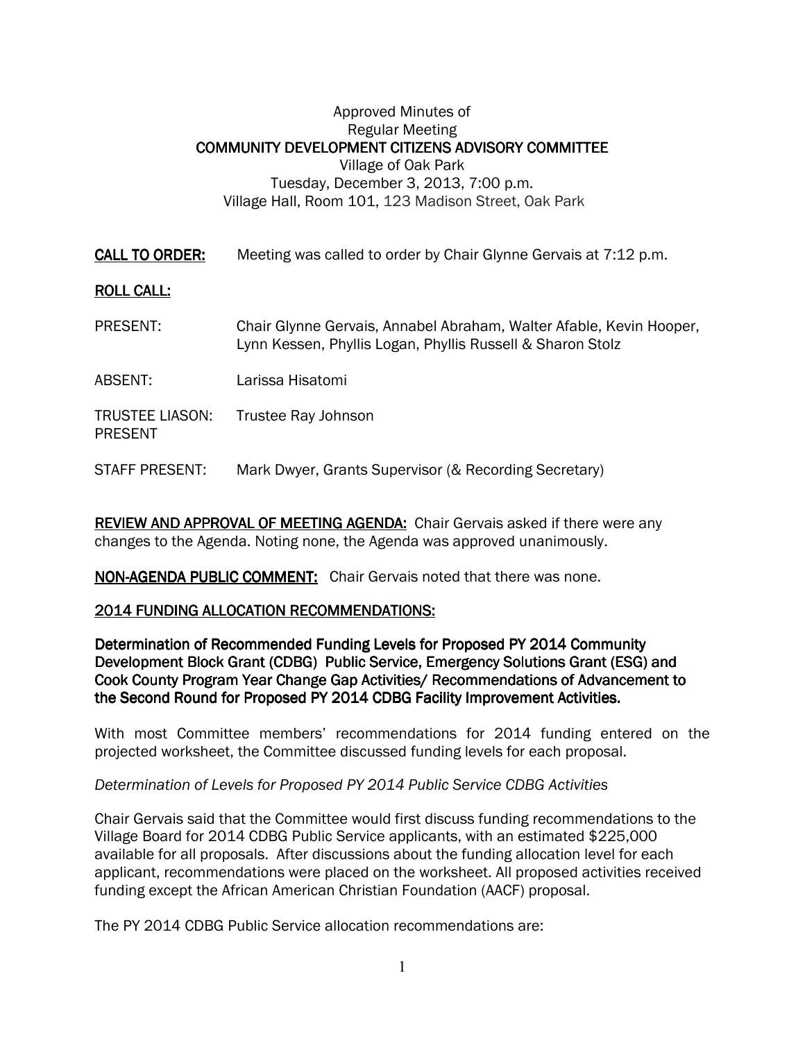Approved Minutes of
Regular Meeting
**COMMUNITY DEVELOPMENT CITIZENS ADVISORY COMMITTEE**
Village of Oak Park
Tuesday, December 3, 2013, 7:00 p.m.
Village Hall, Room 101, 123 Madison Street, Oak Park

**CALL TO ORDER:** Meeting was called to order by Chair Glynne Gervais at 7:12 p.m.

**ROLL CALL:**

PRESENT: Chair Glynne Gervais, Annabel Abraham, Walter Afable, Kevin Hooper, Lynn Kessen, Phyllis Logan, Phyllis Russell & Sharon Stolz

ABSENT: Larissa Hisatomi

TRUSTEE LIASON: PRESENT Trustee Ray Johnson

STAFF PRESENT: Mark Dwyer, Grants Supervisor (& Recording Secretary)

**REVIEW AND APPROVAL OF MEETING AGENDA:** Chair Gervais asked if there were any changes to the Agenda. Noting none, the Agenda was approved unanimously.

**NON-AGENDA PUBLIC COMMENT:** Chair Gervais noted that there was none.

**2014 FUNDING ALLOCATION RECOMMENDATIONS:**

**Determination of Recommended Funding Levels for Proposed PY 2014 Community Development Block Grant (CDBG) Public Service, Emergency Solutions Grant (ESG) and Cook County Program Year Change Gap Activities/ Recommendations of Advancement to the Second Round for Proposed PY 2014 CDBG Facility Improvement Activities.**

With most Committee members' recommendations for 2014 funding entered on the projected worksheet, the Committee discussed funding levels for each proposal.

*Determination of Levels for Proposed PY 2014 Public Service CDBG Activities*

Chair Gervais said that the Committee would first discuss funding recommendations to the Village Board for 2014 CDBG Public Service applicants, with an estimated $225,000 available for all proposals. After discussions about the funding allocation level for each applicant, recommendations were placed on the worksheet. All proposed activities received funding except the African American Christian Foundation (AACF) proposal.

The PY 2014 CDBG Public Service allocation recommendations are: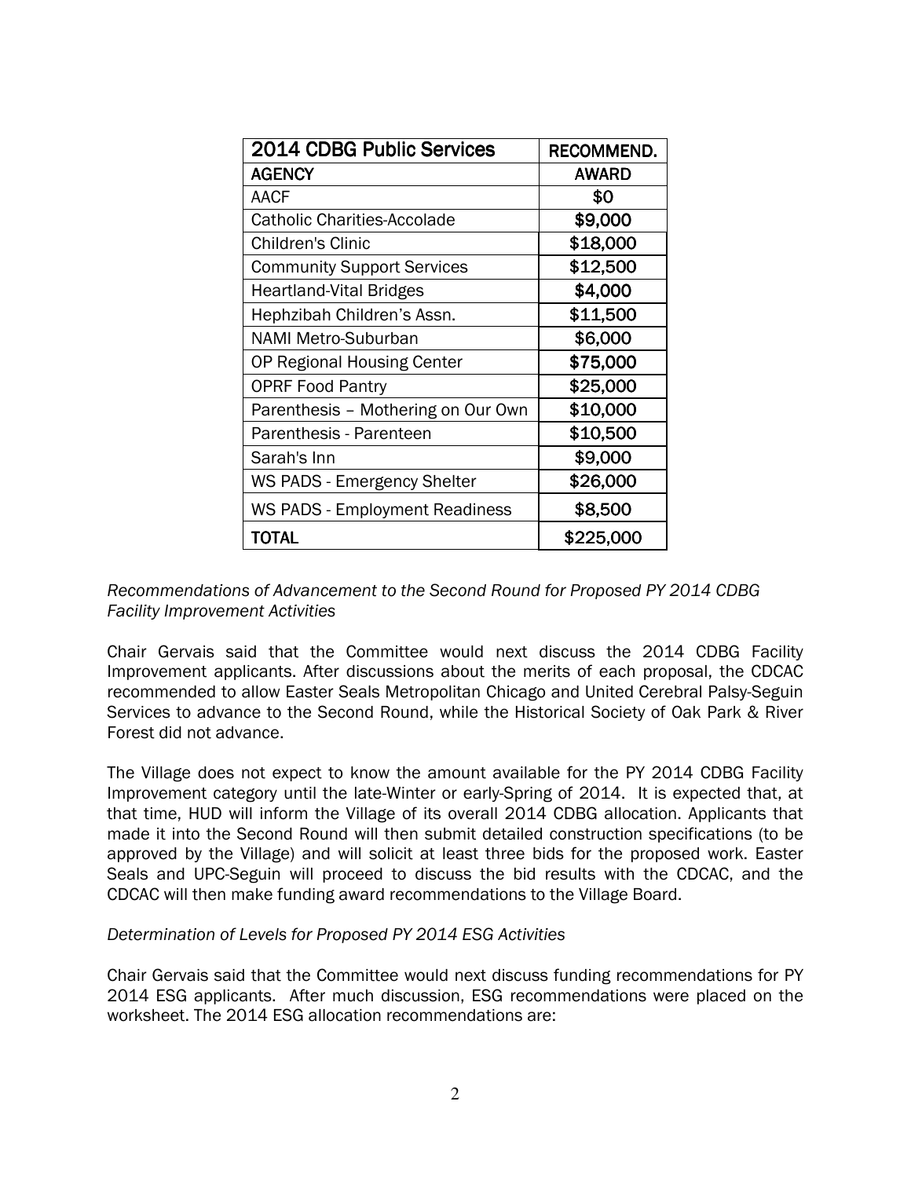| 2014 CDBG Public Services | RECOMMEND. |
|---|---|
| **AGENCY** | **AWARD** |
| AACF | $0 |
| Catholic Charities-Accolade | **$9,000** |
| Children's Clinic | **$18,000** |
| Community Support Services | **$12,500** |
| Heartland-Vital Bridges | **$4,000** |
| Hephzibah Children's Assn. | **$11,500** |
| NAMI Metro-Suburban | **$6,000** |
| OP Regional Housing Center | **$75,000** |
| OPRF Food Pantry | **$25,000** |
| Parenthesis – Mothering on Our Own | **$10,000** |
| Parenthesis - Parenteen | **$10,500** |
| Sarah's Inn | **$9,000** |
| WS PADS - Emergency Shelter | **$26,000** |
| WS PADS - Employment Readiness | **$8,500** |
| **TOTAL** | **$225,000** |

*Recommendations of Advancement to the Second Round for Proposed PY 2014 CDBG Facility Improvement Activities*

Chair Gervais said that the Committee would next discuss the 2014 CDBG Facility Improvement applicants. After discussions about the merits of each proposal, the CDCAC recommended to allow Easter Seals Metropolitan Chicago and United Cerebral Palsy-Seguin Services to advance to the Second Round, while the Historical Society of Oak Park & River Forest did not advance.

The Village does not expect to know the amount available for the PY 2014 CDBG Facility Improvement category until the late-Winter or early-Spring of 2014. It is expected that, at that time, HUD will inform the Village of its overall 2014 CDBG allocation. Applicants that made it into the Second Round will then submit detailed construction specifications (to be approved by the Village) and will solicit at least three bids for the proposed work. Easter Seals and UPC-Seguin will proceed to discuss the bid results with the CDCAC, and the CDCAC will then make funding award recommendations to the Village Board.

*Determination of Levels for Proposed PY 2014 ESG Activities*

Chair Gervais said that the Committee would next discuss funding recommendations for PY 2014 ESG applicants. After much discussion, ESG recommendations were placed on the worksheet. The 2014 ESG allocation recommendations are: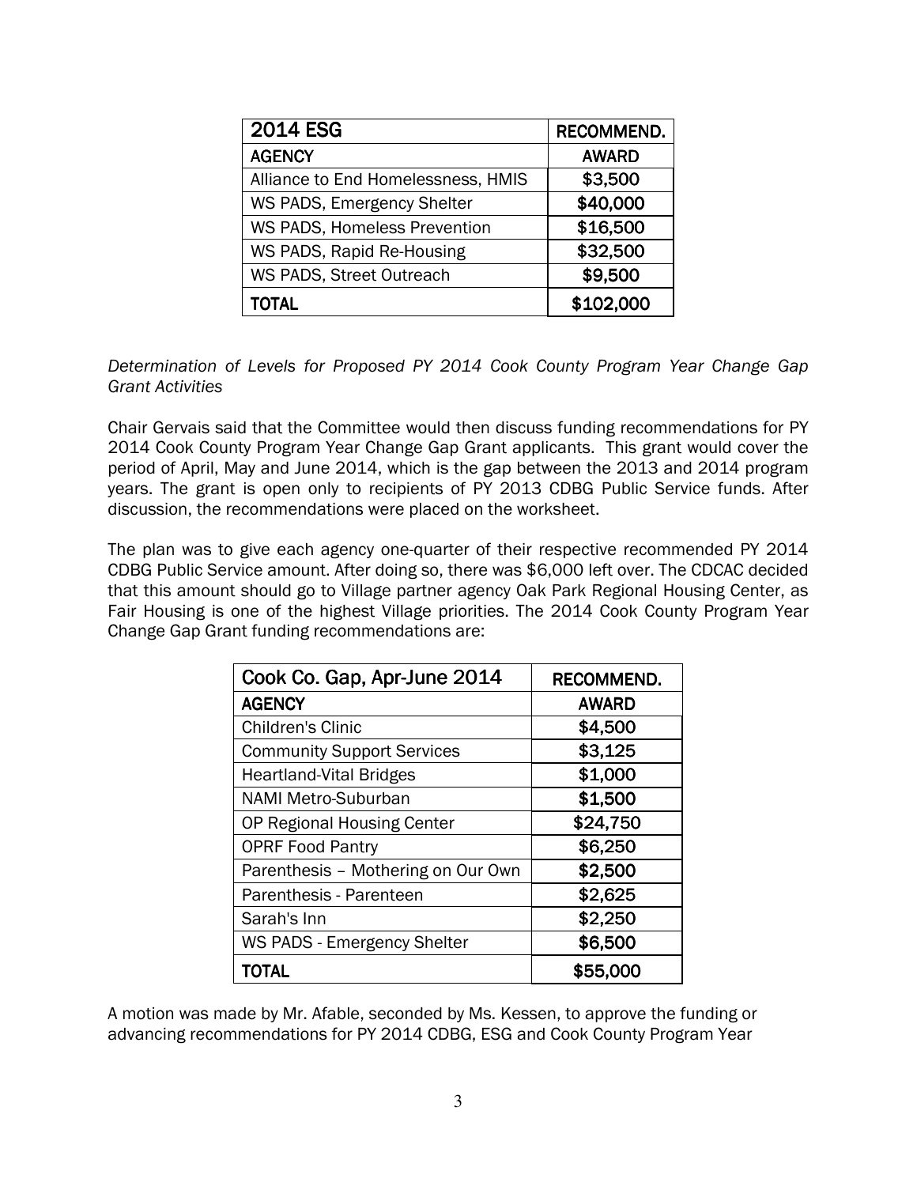| 2014 ESG | RECOMMEND. |
| --- | --- |
| **AGENCY** | **AWARD** |
| Alliance to End Homelessness, HMIS | $3,500 |
| WS PADS, Emergency Shelter | $40,000 |
| WS PADS, Homeless Prevention | $16,500 |
| WS PADS, Rapid Re-Housing | $32,500 |
| WS PADS, Street Outreach | $9,500 |
| **TOTAL** | **$102,000** |

*Determination of Levels for Proposed PY 2014 Cook County Program Year Change Gap Grant Activities*

Chair Gervais said that the Committee would then discuss funding recommendations for PY 2014 Cook County Program Year Change Gap Grant applicants. This grant would cover the period of April, May and June 2014, which is the gap between the 2013 and 2014 program years. The grant is open only to recipients of PY 2013 CDBG Public Service funds. After discussion, the recommendations were placed on the worksheet.

The plan was to give each agency one-quarter of their respective recommended PY 2014 CDBG Public Service amount. After doing so, there was $6,000 left over. The CDCAC decided that this amount should go to Village partner agency Oak Park Regional Housing Center, as Fair Housing is one of the highest Village priorities. The 2014 Cook County Program Year Change Gap Grant funding recommendations are:

| Cook Co. Gap, Apr-June 2014 | RECOMMEND. |
| --- | --- |
| **AGENCY** | **AWARD** |
| Children's Clinic | $4,500 |
| Community Support Services | $3,125 |
| Heartland-Vital Bridges | $1,000 |
| NAMI Metro-Suburban | $1,500 |
| OP Regional Housing Center | $24,750 |
| OPRF Food Pantry | $6,250 |
| Parenthesis – Mothering on Our Own | $2,500 |
| Parenthesis - Parenteen | $2,625 |
| Sarah's Inn | $2,250 |
| WS PADS - Emergency Shelter | $6,500 |
| **TOTAL** | **$55,000** |

A motion was made by Mr. Afable, seconded by Ms. Kessen, to approve the funding or advancing recommendations for PY 2014 CDBG, ESG and Cook County Program Year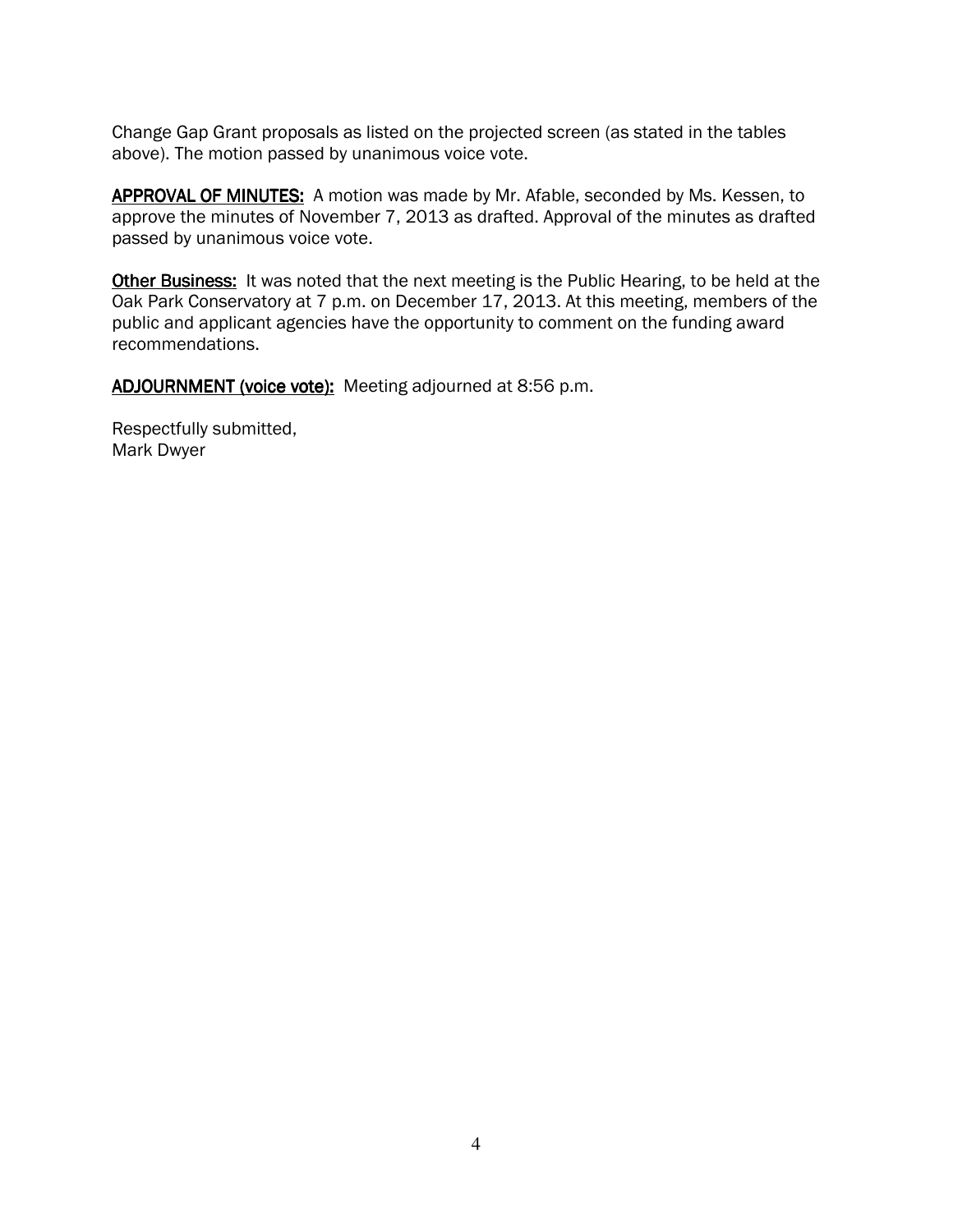Change Gap Grant proposals as listed on the projected screen (as stated in the tables above). The motion passed by unanimous voice vote.

**APPROVAL OF MINUTES:** A motion was made by Mr. Afable, seconded by Ms. Kessen, to approve the minutes of November 7, 2013 as drafted. Approval of the minutes as drafted passed by unanimous voice vote.

**Other Business:** It was noted that the next meeting is the Public Hearing, to be held at the Oak Park Conservatory at 7 p.m. on December 17, 2013. At this meeting, members of the public and applicant agencies have the opportunity to comment on the funding award recommendations.

**ADJOURNMENT (voice vote):** Meeting adjourned at 8:56 p.m.

Respectfully submitted,
Mark Dwyer